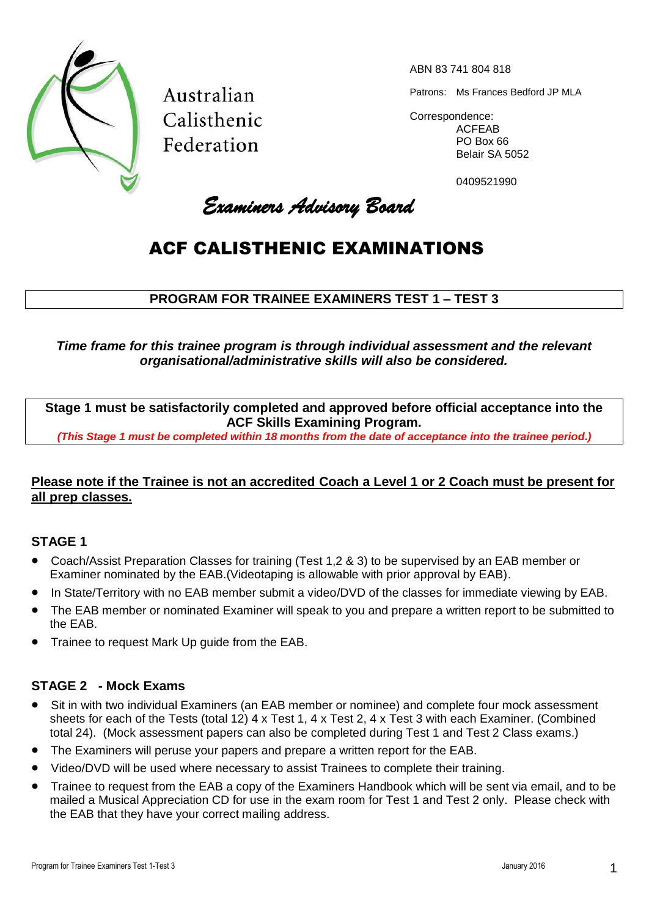Australian Calisthenic Federation

ABN 83 741 804 818

Patrons: Ms Frances Bedford JP MLA

Correspondence:
ACFEAB
PO Box 66
Belair SA 5052

0409521990

*Examiners Advisory Board*

# ACF CALISTHENIC EXAMINATIONS

## PROGRAM FOR TRAINEE EXAMINERS TEST 1 – TEST 3

***Time frame for this trainee program is through individual assessment and the relevant organisational/administrative skills will also be considered.***

**Stage 1 must be satisfactorily completed and approved before official acceptance into the ACF Skills Examining Program.**
***(This Stage 1 must be completed within 18 months from the date of acceptance into the trainee period.)***

**Please note if the Trainee is not an accredited Coach a Level 1 or 2 Coach must be present for all prep classes.**

### STAGE 1

- Coach/Assist Preparation Classes for training (Test 1,2 & 3) to be supervised by an EAB member or Examiner nominated by the EAB.(Videotaping is allowable with prior approval by EAB).
- In State/Territory with no EAB member submit a video/DVD of the classes for immediate viewing by EAB.
- The EAB member or nominated Examiner will speak to you and prepare a written report to be submitted to the EAB.
- Trainee to request Mark Up guide from the EAB.

### STAGE 2 - Mock Exams

- Sit in with two individual Examiners (an EAB member or nominee) and complete four mock assessment sheets for each of the Tests (total 12) 4 x Test 1, 4 x Test 2, 4 x Test 3 with each Examiner. (Combined total 24). (Mock assessment papers can also be completed during Test 1 and Test 2 Class exams.)
- The Examiners will peruse your papers and prepare a written report for the EAB.
- Video/DVD will be used where necessary to assist Trainees to complete their training.
- Trainee to request from the EAB a copy of the Examiners Handbook which will be sent via email, and to be mailed a Musical Appreciation CD for use in the exam room for Test 1 and Test 2 only. Please check with the EAB that they have your correct mailing address.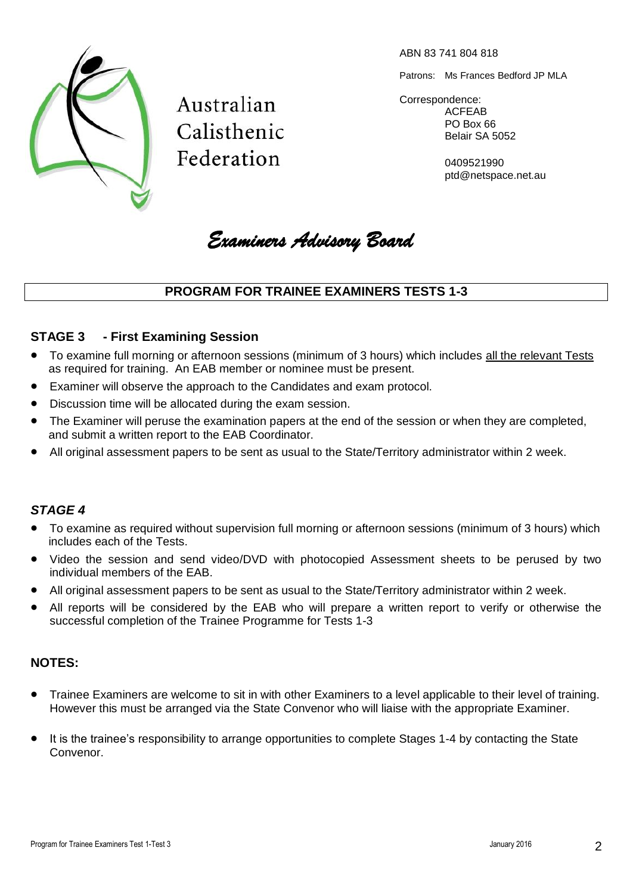Australian
Calisthenic
Federation

ABN 83 741 804 818

Patrons: Ms Frances Bedford JP MLA

Correspondence:
ACFEAB
PO Box 66
Belair SA 5052

0409521990
ptd@netspace.net.au

*Examiners Advisory Board*

## PROGRAM FOR TRAINEE EXAMINERS TESTS 1-3

### STAGE 3 - First Examining Session

- To examine full morning or afternoon sessions (minimum of 3 hours) which includes all the relevant Tests as required for training. An EAB member or nominee must be present.
- Examiner will observe the approach to the Candidates and exam protocol.
- Discussion time will be allocated during the exam session.
- The Examiner will peruse the examination papers at the end of the session or when they are completed, and submit a written report to the EAB Coordinator.
- All original assessment papers to be sent as usual to the State/Territory administrator within 2 week.

### *STAGE 4*

- To examine as required without supervision full morning or afternoon sessions (minimum of 3 hours) which includes each of the Tests.
- Video the session and send video/DVD with photocopied Assessment sheets to be perused by two individual members of the EAB.
- All original assessment papers to be sent as usual to the State/Territory administrator within 2 week.
- All reports will be considered by the EAB who will prepare a written report to verify or otherwise the successful completion of the Trainee Programme for Tests 1-3

### NOTES:

- Trainee Examiners are welcome to sit in with other Examiners to a level applicable to their level of training. However this must be arranged via the State Convenor who will liaise with the appropriate Examiner.
- It is the trainee's responsibility to arrange opportunities to complete Stages 1-4 by contacting the State Convenor.